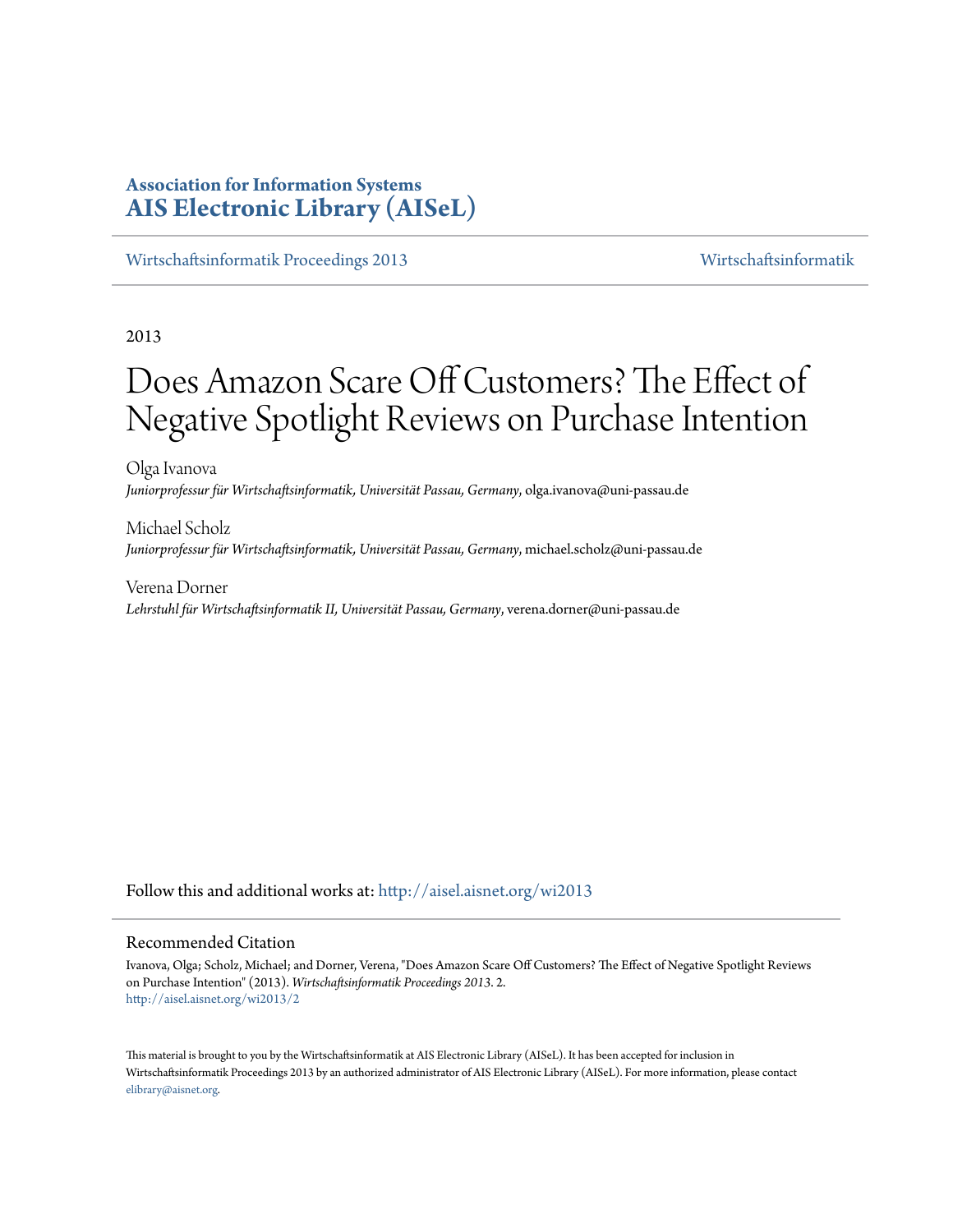**Association for Information Systems**
**AIS Electronic Library (AISeL)**

Wirtschaftsinformatik Proceedings 2013 | Wirtschaftsinformatik

2013

# Does Amazon Scare Off Customers? The Effect of Negative Spotlight Reviews on Purchase Intention

Olga Ivanova
*Juniorprofessur für Wirtschaftsinformatik, Universität Passau, Germany*, olga.ivanova@uni-passau.de

Michael Scholz
*Juniorprofessur für Wirtschaftsinformatik, Universität Passau, Germany*, michael.scholz@uni-passau.de

Verena Dorner
*Lehrstuhl für Wirtschaftsinformatik II, Universität Passau, Germany*, verena.dorner@uni-passau.de

Follow this and additional works at: http://aisel.aisnet.org/wi2013

## Recommended Citation

Ivanova, Olga; Scholz, Michael; and Dorner, Verena, "Does Amazon Scare Off Customers? The Effect of Negative Spotlight Reviews on Purchase Intention" (2013). *Wirtschaftsinformatik Proceedings 2013*. 2.
http://aisel.aisnet.org/wi2013/2

This material is brought to you by the Wirtschaftsinformatik at AIS Electronic Library (AISeL). It has been accepted for inclusion in Wirtschaftsinformatik Proceedings 2013 by an authorized administrator of AIS Electronic Library (AISeL). For more information, please contact elibrary@aisnet.org.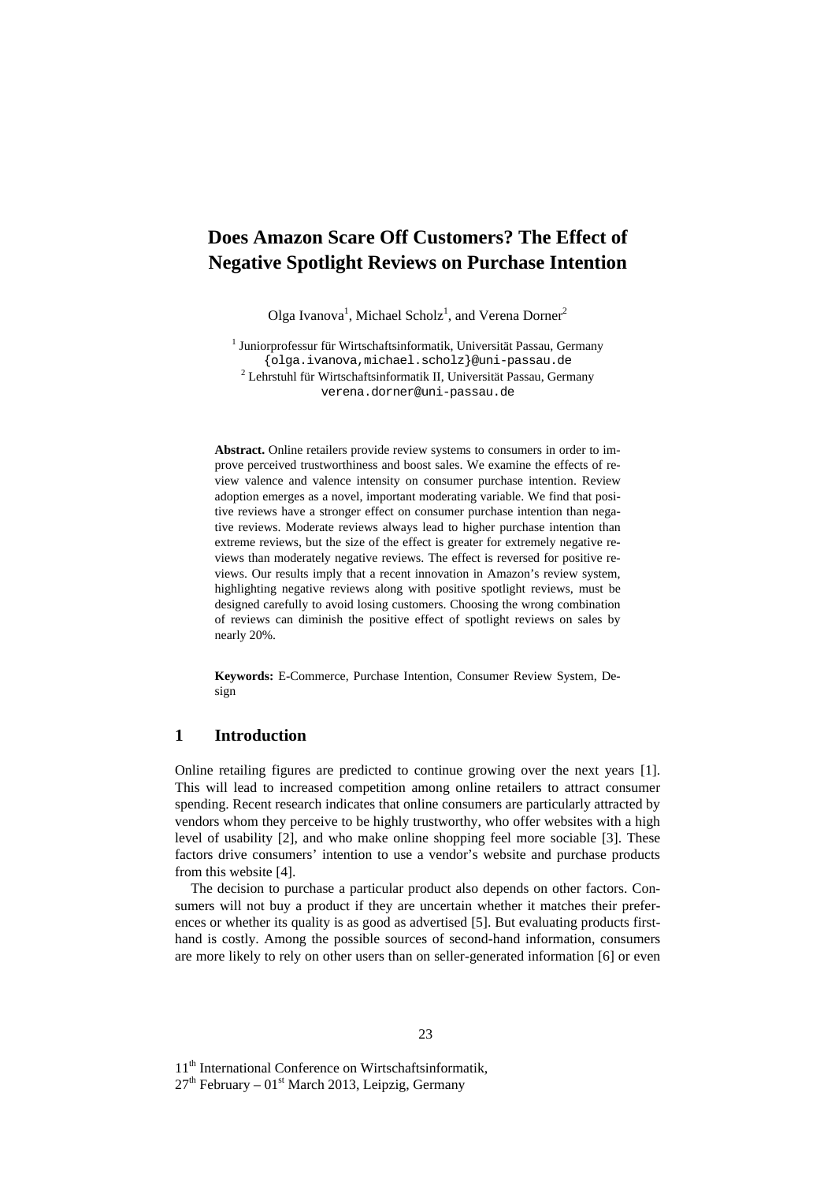# Does Amazon Scare Off Customers? The Effect of Negative Spotlight Reviews on Purchase Intention

Olga Ivanova[1], Michael Scholz[1], and Verena Dorner[2]

[1] Juniorprofessur für Wirtschaftsinformatik, Universität Passau, Germany
{olga.ivanova,michael.scholz}@uni-passau.de
[2] Lehrstuhl für Wirtschaftsinformatik II, Universität Passau, Germany
verena.dorner@uni-passau.de

**Abstract.** Online retailers provide review systems to consumers in order to improve perceived trustworthiness and boost sales. We examine the effects of review valence and valence intensity on consumer purchase intention. Review adoption emerges as a novel, important moderating variable. We find that positive reviews have a stronger effect on consumer purchase intention than negative reviews. Moderate reviews always lead to higher purchase intention than extreme reviews, but the size of the effect is greater for extremely negative reviews than moderately negative reviews. The effect is reversed for positive reviews. Our results imply that a recent innovation in Amazon's review system, highlighting negative reviews along with positive spotlight reviews, must be designed carefully to avoid losing customers. Choosing the wrong combination of reviews can diminish the positive effect of spotlight reviews on sales by nearly 20%.

**Keywords:** E-Commerce, Purchase Intention, Consumer Review System, Design

## 1 Introduction

Online retailing figures are predicted to continue growing over the next years [1]. This will lead to increased competition among online retailers to attract consumer spending. Recent research indicates that online consumers are particularly attracted by vendors whom they perceive to be highly trustworthy, who offer websites with a high level of usability [2], and who make online shopping feel more sociable [3]. These factors drive consumers' intention to use a vendor's website and purchase products from this website [4].

The decision to purchase a particular product also depends on other factors. Consumers will not buy a product if they are uncertain whether it matches their preferences or whether its quality is as good as advertised [5]. But evaluating products first-hand is costly. Among the possible sources of second-hand information, consumers are more likely to rely on other users than on seller-generated information [6] or even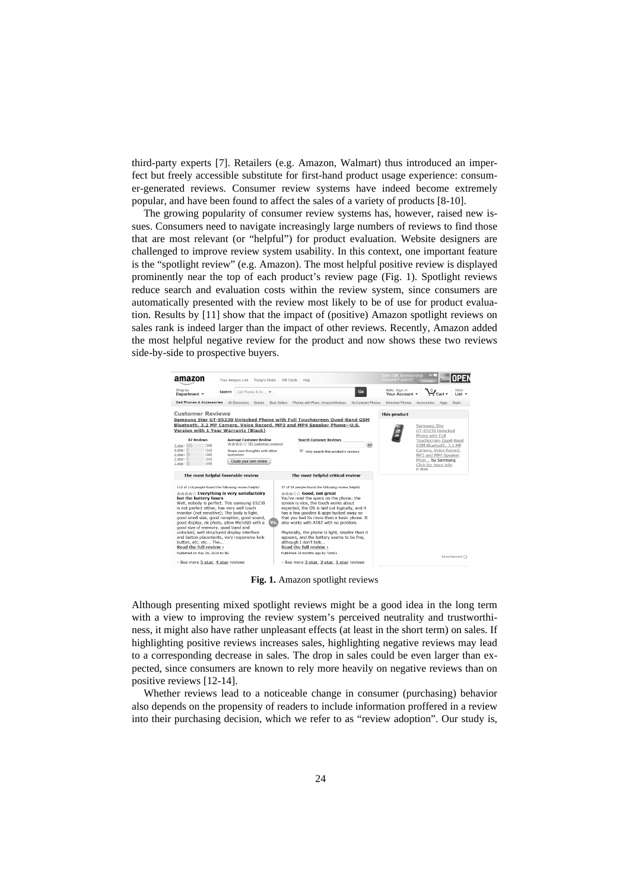third-party experts [7]. Retailers (e.g. Amazon, Walmart) thus introduced an imperfect but freely accessible substitute for first-hand product usage experience: consumer-generated reviews. Consumer review systems have indeed become extremely popular, and have been found to affect the sales of a variety of products [8-10].

The growing popularity of consumer review systems has, however, raised new issues. Consumers need to navigate increasingly large numbers of reviews to find those that are most relevant (or "helpful") for product evaluation. Website designers are challenged to improve review system usability. In this context, one important feature is the "spotlight review" (e.g. Amazon). The most helpful positive review is displayed prominently near the top of each product's review page (Fig. 1). Spotlight reviews reduce search and evaluation costs within the review system, since consumers are automatically presented with the review most likely to be of use for product evaluation. Results by [11] show that the impact of (positive) Amazon spotlight reviews on sales rank is indeed larger than the impact of other reviews. Recently, Amazon added the most helpful negative review for the product and now shows these two reviews side-by-side to prospective buyers.

**Fig. 1.** Amazon spotlight reviews

Although presenting mixed spotlight reviews might be a good idea in the long term with a view to improving the review system's perceived neutrality and trustworthiness, it might also have rather unpleasant effects (at least in the short term) on sales. If highlighting positive reviews increases sales, highlighting negative reviews may lead to a corresponding decrease in sales. The drop in sales could be even larger than expected, since consumers are known to rely more heavily on negative reviews than on positive reviews [12-14].

Whether reviews lead to a noticeable change in consumer (purchasing) behavior also depends on the propensity of readers to include information proffered in a review into their purchasing decision, which we refer to as "review adoption". Our study is,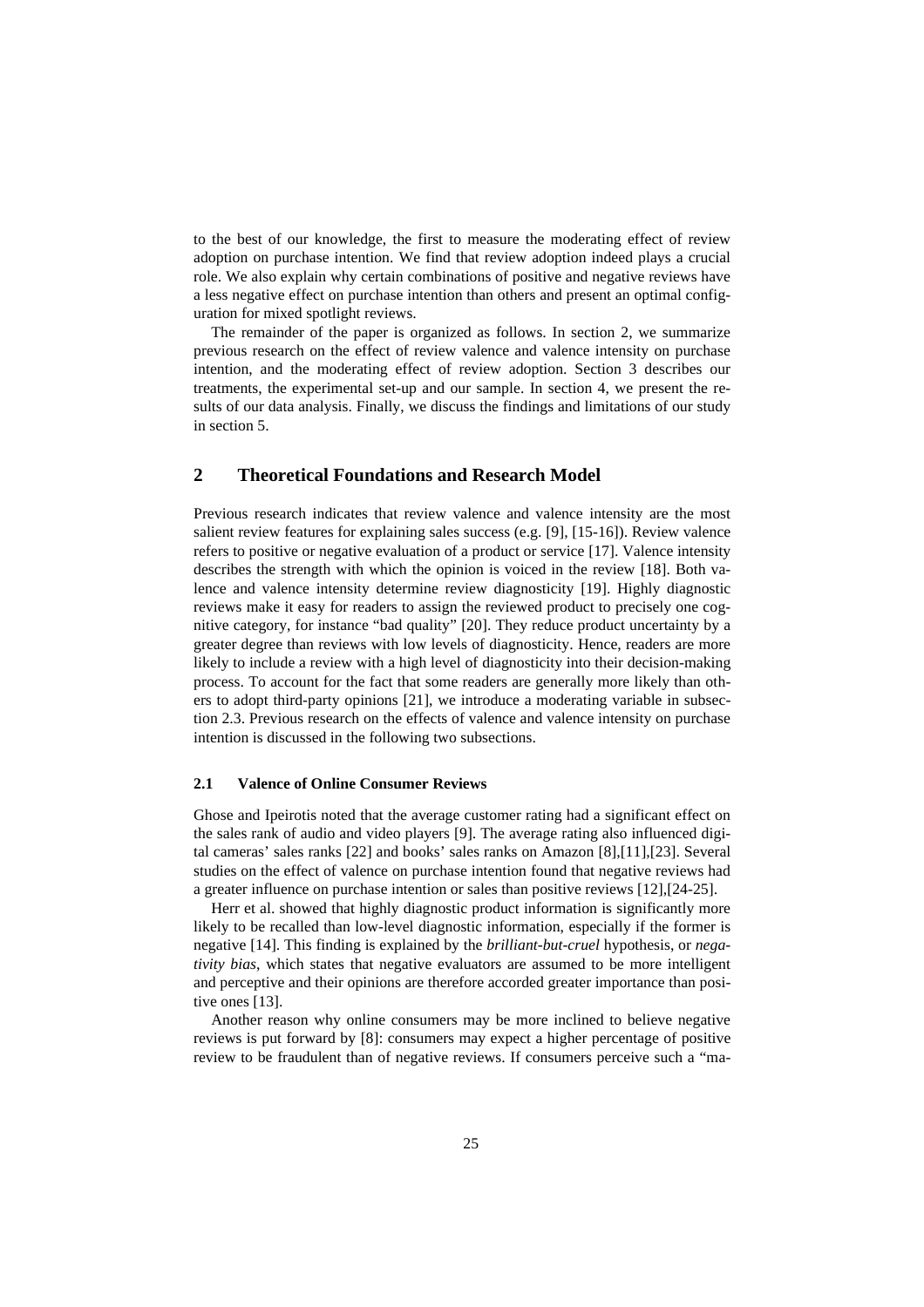to the best of our knowledge, the first to measure the moderating effect of review adoption on purchase intention. We find that review adoption indeed plays a crucial role. We also explain why certain combinations of positive and negative reviews have a less negative effect on purchase intention than others and present an optimal configuration for mixed spotlight reviews.

The remainder of the paper is organized as follows. In section 2, we summarize previous research on the effect of review valence and valence intensity on purchase intention, and the moderating effect of review adoption. Section 3 describes our treatments, the experimental set-up and our sample. In section 4, we present the results of our data analysis. Finally, we discuss the findings and limitations of our study in section 5.

## 2 Theoretical Foundations and Research Model

Previous research indicates that review valence and valence intensity are the most salient review features for explaining sales success (e.g. [9], [15-16]). Review valence refers to positive or negative evaluation of a product or service [17]. Valence intensity describes the strength with which the opinion is voiced in the review [18]. Both valence and valence intensity determine review diagnosticity [19]. Highly diagnostic reviews make it easy for readers to assign the reviewed product to precisely one cognitive category, for instance "bad quality" [20]. They reduce product uncertainty by a greater degree than reviews with low levels of diagnosticity. Hence, readers are more likely to include a review with a high level of diagnosticity into their decision-making process. To account for the fact that some readers are generally more likely than others to adopt third-party opinions [21], we introduce a moderating variable in subsection 2.3. Previous research on the effects of valence and valence intensity on purchase intention is discussed in the following two subsections.

### 2.1 Valence of Online Consumer Reviews

Ghose and Ipeirotis noted that the average customer rating had a significant effect on the sales rank of audio and video players [9]. The average rating also influenced digital cameras' sales ranks [22] and books' sales ranks on Amazon [8],[11],[23]. Several studies on the effect of valence on purchase intention found that negative reviews had a greater influence on purchase intention or sales than positive reviews [12],[24-25].

Herr et al. showed that highly diagnostic product information is significantly more likely to be recalled than low-level diagnostic information, especially if the former is negative [14]. This finding is explained by the *brilliant-but-cruel* hypothesis, or *negativity bias*, which states that negative evaluators are assumed to be more intelligent and perceptive and their opinions are therefore accorded greater importance than positive ones [13].

Another reason why online consumers may be more inclined to believe negative reviews is put forward by [8]: consumers may expect a higher percentage of positive review to be fraudulent than of negative reviews. If consumers perceive such a "ma-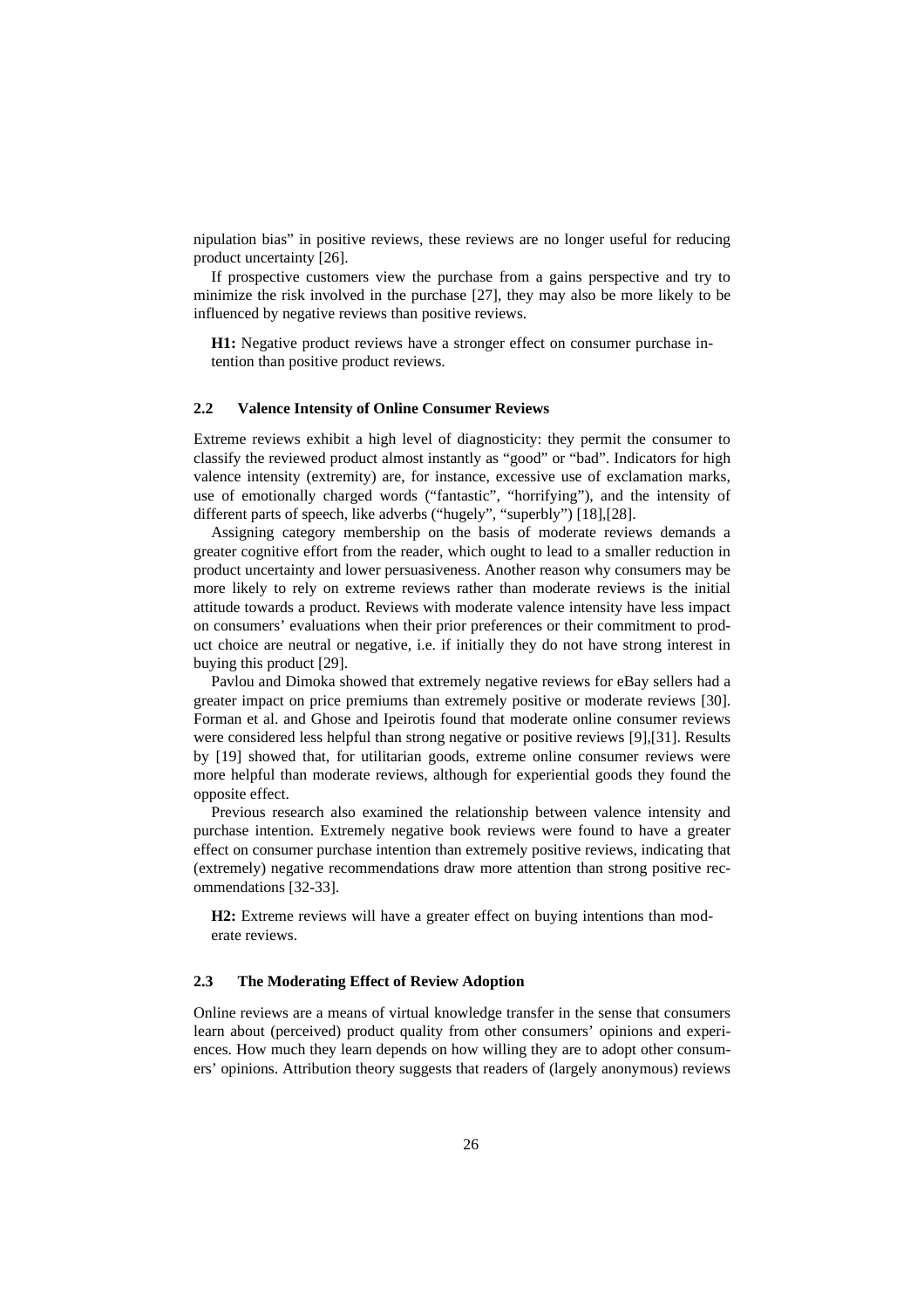nipulation bias" in positive reviews, these reviews are no longer useful for reducing product uncertainty [26].

If prospective customers view the purchase from a gains perspective and try to minimize the risk involved in the purchase [27], they may also be more likely to be influenced by negative reviews than positive reviews.

> **H1:** Negative product reviews have a stronger effect on consumer purchase intention than positive product reviews.

### 2.2 Valence Intensity of Online Consumer Reviews

Extreme reviews exhibit a high level of diagnosticity: they permit the consumer to classify the reviewed product almost instantly as "good" or "bad". Indicators for high valence intensity (extremity) are, for instance, excessive use of exclamation marks, use of emotionally charged words ("fantastic", "horrifying"), and the intensity of different parts of speech, like adverbs ("hugely", "superbly") [18],[28].

Assigning category membership on the basis of moderate reviews demands a greater cognitive effort from the reader, which ought to lead to a smaller reduction in product uncertainty and lower persuasiveness. Another reason why consumers may be more likely to rely on extreme reviews rather than moderate reviews is the initial attitude towards a product. Reviews with moderate valence intensity have less impact on consumers' evaluations when their prior preferences or their commitment to product choice are neutral or negative, i.e. if initially they do not have strong interest in buying this product [29].

Pavlou and Dimoka showed that extremely negative reviews for eBay sellers had a greater impact on price premiums than extremely positive or moderate reviews [30]. Forman et al. and Ghose and Ipeirotis found that moderate online consumer reviews were considered less helpful than strong negative or positive reviews [9],[31]. Results by [19] showed that, for utilitarian goods, extreme online consumer reviews were more helpful than moderate reviews, although for experiential goods they found the opposite effect.

Previous research also examined the relationship between valence intensity and purchase intention. Extremely negative book reviews were found to have a greater effect on consumer purchase intention than extremely positive reviews, indicating that (extremely) negative recommendations draw more attention than strong positive recommendations [32-33].

> **H2:** Extreme reviews will have a greater effect on buying intentions than moderate reviews.

### 2.3 The Moderating Effect of Review Adoption

Online reviews are a means of virtual knowledge transfer in the sense that consumers learn about (perceived) product quality from other consumers' opinions and experiences. How much they learn depends on how willing they are to adopt other consumers' opinions. Attribution theory suggests that readers of (largely anonymous) reviews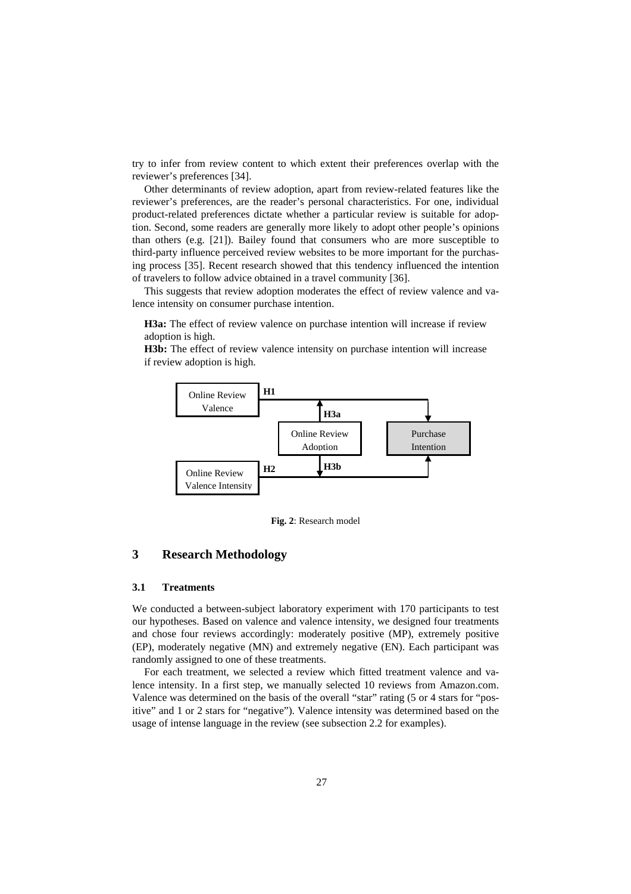try to infer from review content to which extent their preferences overlap with the reviewer's preferences [34].

Other determinants of review adoption, apart from review-related features like the reviewer's preferences, are the reader's personal characteristics. For one, individual product-related preferences dictate whether a particular review is suitable for adoption. Second, some readers are generally more likely to adopt other people's opinions than others (e.g. [21]). Bailey found that consumers who are more susceptible to third-party influence perceived review websites to be more important for the purchasing process [35]. Recent research showed that this tendency influenced the intention of travelers to follow advice obtained in a travel community [36].

This suggests that review adoption moderates the effect of review valence and valence intensity on consumer purchase intention.

> **H3a:** The effect of review valence on purchase intention will increase if review adoption is high.
>
> **H3b:** The effect of review valence intensity on purchase intention will increase if review adoption is high.

**Fig. 2**: Research model

## 3 Research Methodology

### 3.1 Treatments

We conducted a between-subject laboratory experiment with 170 participants to test our hypotheses. Based on valence and valence intensity, we designed four treatments and chose four reviews accordingly: moderately positive (MP), extremely positive (EP), moderately negative (MN) and extremely negative (EN). Each participant was randomly assigned to one of these treatments.

For each treatment, we selected a review which fitted treatment valence and valence intensity. In a first step, we manually selected 10 reviews from Amazon.com. Valence was determined on the basis of the overall "star" rating (5 or 4 stars for "positive" and 1 or 2 stars for "negative"). Valence intensity was determined based on the usage of intense language in the review (see subsection 2.2 for examples).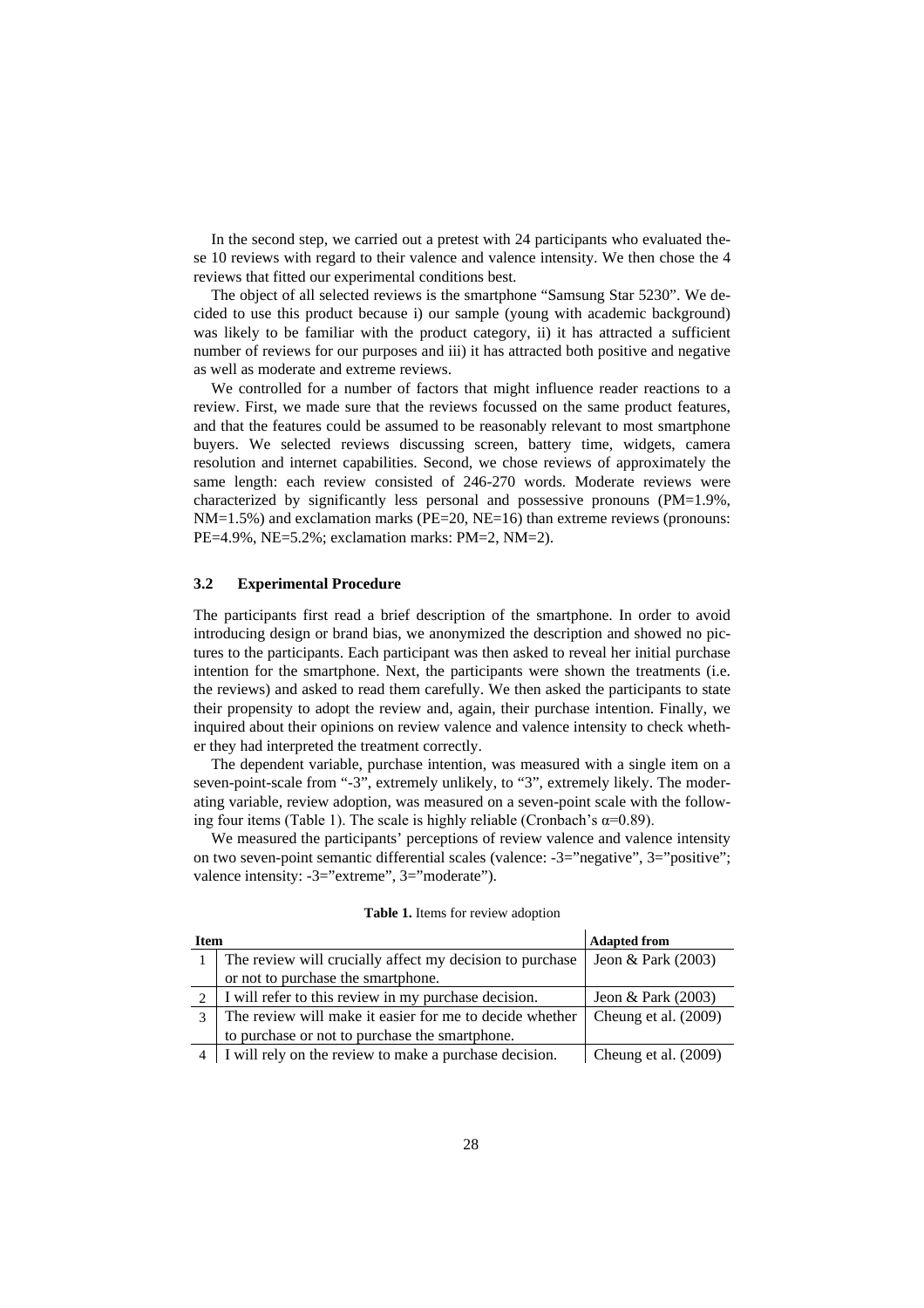In the second step, we carried out a pretest with 24 participants who evaluated these 10 reviews with regard to their valence and valence intensity. We then chose the 4 reviews that fitted our experimental conditions best.

The object of all selected reviews is the smartphone "Samsung Star 5230". We decided to use this product because i) our sample (young with academic background) was likely to be familiar with the product category, ii) it has attracted a sufficient number of reviews for our purposes and iii) it has attracted both positive and negative as well as moderate and extreme reviews.

We controlled for a number of factors that might influence reader reactions to a review. First, we made sure that the reviews focussed on the same product features, and that the features could be assumed to be reasonably relevant to most smartphone buyers. We selected reviews discussing screen, battery time, widgets, camera resolution and internet capabilities. Second, we chose reviews of approximately the same length: each review consisted of 246-270 words. Moderate reviews were characterized by significantly less personal and possessive pronouns (PM=1.9%, NM=1.5%) and exclamation marks (PE=20, NE=16) than extreme reviews (pronouns: PE=4.9%, NE=5.2%; exclamation marks: PM=2, NM=2).

### 3.2 Experimental Procedure

The participants first read a brief description of the smartphone. In order to avoid introducing design or brand bias, we anonymized the description and showed no pictures to the participants. Each participant was then asked to reveal her initial purchase intention for the smartphone. Next, the participants were shown the treatments (i.e. the reviews) and asked to read them carefully. We then asked the participants to state their propensity to adopt the review and, again, their purchase intention. Finally, we inquired about their opinions on review valence and valence intensity to check whether they had interpreted the treatment correctly.

The dependent variable, purchase intention, was measured with a single item on a seven-point-scale from "-3", extremely unlikely, to "3", extremely likely. The moderating variable, review adoption, was measured on a seven-point scale with the following four items (Table 1). The scale is highly reliable (Cronbach's $\alpha$=0.89).

We measured the participants' perceptions of review valence and valence intensity on two seven-point semantic differential scales (valence: -3="negative", 3="positive"; valence intensity: -3="extreme", 3="moderate").

**Table 1.** Items for review adoption

| Item | | Adapted from |
|---|---|---|
| 1 | The review will crucially affect my decision to purchase or not to purchase the smartphone. | Jeon & Park (2003) |
| 2 | I will refer to this review in my purchase decision. | Jeon & Park (2003) |
| 3 | The review will make it easier for me to decide whether to purchase or not to purchase the smartphone. | Cheung et al. (2009) |
| 4 | I will rely on the review to make a purchase decision. | Cheung et al. (2009) |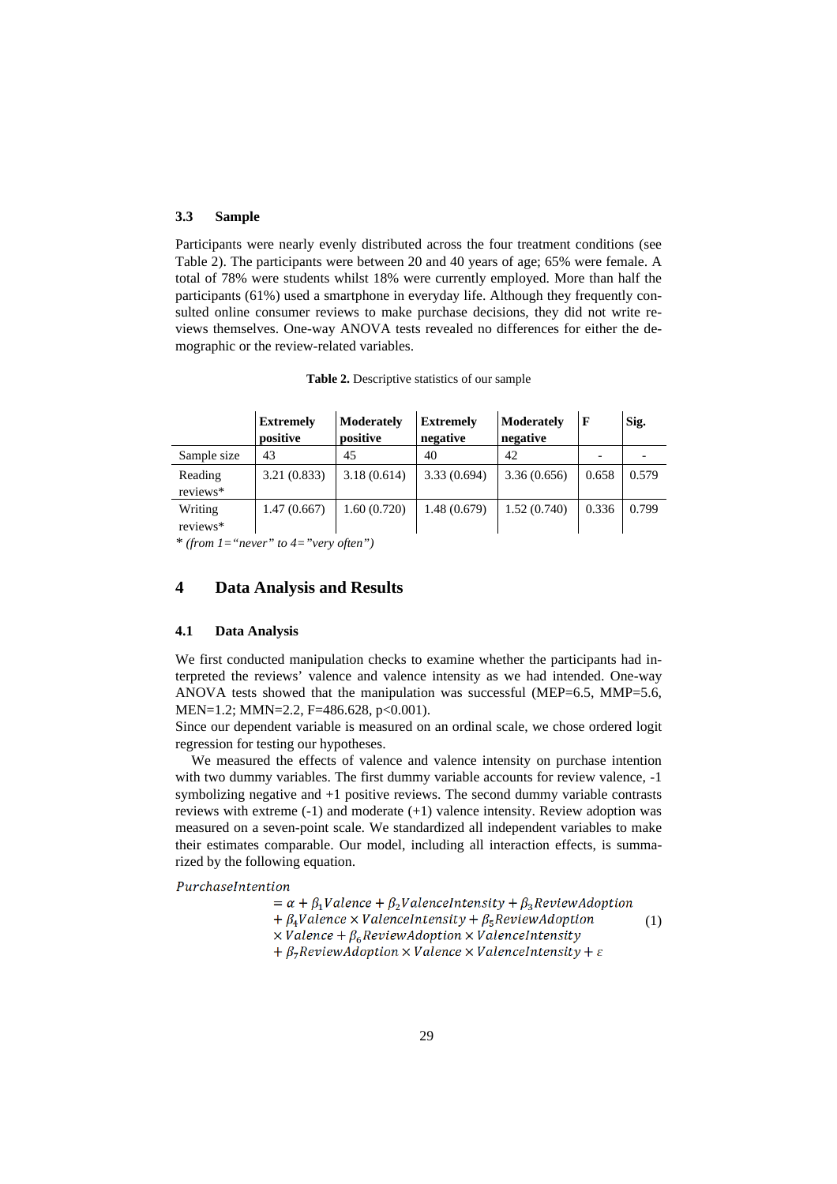### 3.3 Sample

Participants were nearly evenly distributed across the four treatment conditions (see Table 2). The participants were between 20 and 40 years of age; 65% were female. A total of 78% were students whilst 18% were currently employed. More than half the participants (61%) used a smartphone in everyday life. Although they frequently consulted online consumer reviews to make purchase decisions, they did not write reviews themselves. One-way ANOVA tests revealed no differences for either the demographic or the review-related variables.

**Table 2.** Descriptive statistics of our sample

| | **Extremely positive** | **Moderately positive** | **Extremely negative** | **Moderately negative** | **F** | **Sig.** |
|---|---|---|---|---|---|---|
| Sample size | 43 | 45 | 40 | 42 | - | - |
| Reading reviews* | 3.21 (0.833) | 3.18 (0.614) | 3.33 (0.694) | 3.36 (0.656) | 0.658 | 0.579 |
| Writing reviews* | 1.47 (0.667) | 1.60 (0.720) | 1.48 (0.679) | 1.52 (0.740) | 0.336 | 0.799 |

* *(from 1="never" to 4="very often")*

## 4 Data Analysis and Results

### 4.1 Data Analysis

We first conducted manipulation checks to examine whether the participants had interpreted the reviews' valence and valence intensity as we had intended. One-way ANOVA tests showed that the manipulation was successful (MEP=6.5, MMP=5.6, MEN=1.2; MMN=2.2, $F=486.628$, $p<0.001$).
Since our dependent variable is measured on an ordinal scale, we chose ordered logit regression for testing our hypotheses.

We measured the effects of valence and valence intensity on purchase intention with two dummy variables. The first dummy variable accounts for review valence, -1 symbolizing negative and +1 positive reviews. The second dummy variable contrasts reviews with extreme (-1) and moderate (+1) valence intensity. Review adoption was measured on a seven-point scale. We standardized all independent variables to make their estimates comparable. Our model, including all interaction effects, is summarized by the following equation.

$$
\begin{aligned}
PurchaseIntention &= \alpha + \beta_1 Valence + \beta_2 ValenceIntensity + \beta_3 ReviewAdoption \\
&+ \beta_4 Valence \times ValenceIntensity + \beta_5 ReviewAdoption \\
&\times Valence + \beta_6 ReviewAdoption \times ValenceIntensity \\
&+ \beta_7 ReviewAdoption \times Valence \times ValenceIntensity + \varepsilon
\end{aligned} \tag{1}
$$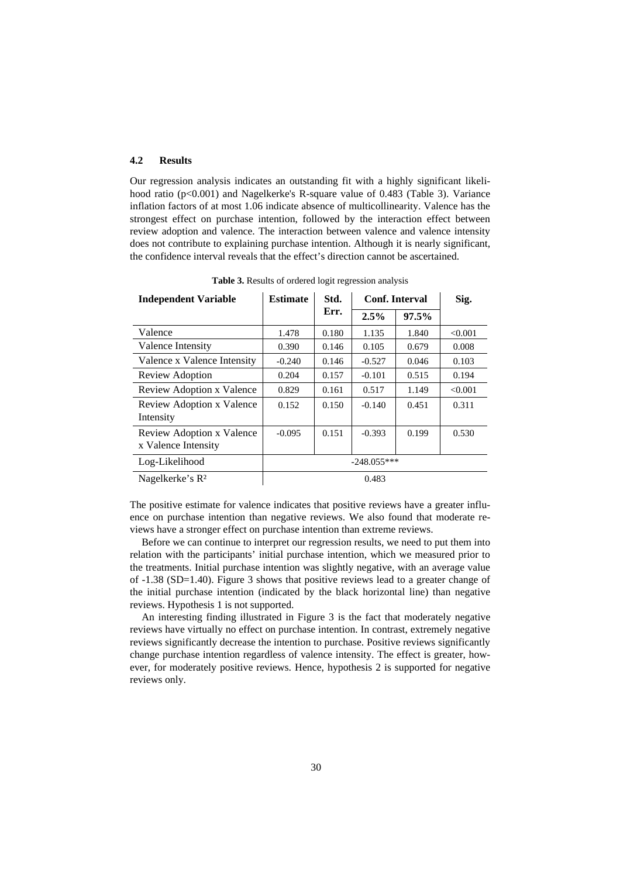### 4.2 Results

Our regression analysis indicates an outstanding fit with a highly significant likelihood ratio ($p<0.001$) and Nagelkerke's R-square value of 0.483 (Table 3). Variance inflation factors of at most 1.06 indicate absence of multicollinearity. Valence has the strongest effect on purchase intention, followed by the interaction effect between review adoption and valence. The interaction between valence and valence intensity does not contribute to explaining purchase intention. Although it is nearly significant, the confidence interval reveals that the effect's direction cannot be ascertained.

**Table 3.** Results of ordered logit regression analysis

| Independent Variable | Estimate | Std. Err. | Conf. Interval | | Sig. |
|---|---|---|---|---|---|
| | | | 2.5% | 97.5% | |
| Valence | 1.478 | 0.180 | 1.135 | 1.840 | <0.001 |
| Valence Intensity | 0.390 | 0.146 | 0.105 | 0.679 | 0.008 |
| Valence x Valence Intensity | -0.240 | 0.146 | -0.527 | 0.046 | 0.103 |
| Review Adoption | 0.204 | 0.157 | -0.101 | 0.515 | 0.194 |
| Review Adoption x Valence | 0.829 | 0.161 | 0.517 | 1.149 | <0.001 |
| Review Adoption x Valence Intensity | 0.152 | 0.150 | -0.140 | 0.451 | 0.311 |
| Review Adoption x Valence x Valence Intensity | -0.095 | 0.151 | -0.393 | 0.199 | 0.530 |
| Log-Likelihood | -248.055*** | | | | |
| Nagelkerke's $R^2$ | 0.483 | | | | |

The positive estimate for valence indicates that positive reviews have a greater influence on purchase intention than negative reviews. We also found that moderate reviews have a stronger effect on purchase intention than extreme reviews.

Before we can continue to interpret our regression results, we need to put them into relation with the participants' initial purchase intention, which we measured prior to the treatments. Initial purchase intention was slightly negative, with an average value of -1.38 (SD=1.40). Figure 3 shows that positive reviews lead to a greater change of the initial purchase intention (indicated by the black horizontal line) than negative reviews. Hypothesis 1 is not supported.

An interesting finding illustrated in Figure 3 is the fact that moderately negative reviews have virtually no effect on purchase intention. In contrast, extremely negative reviews significantly decrease the intention to purchase. Positive reviews significantly change purchase intention regardless of valence intensity. The effect is greater, however, for moderately positive reviews. Hence, hypothesis 2 is supported for negative reviews only.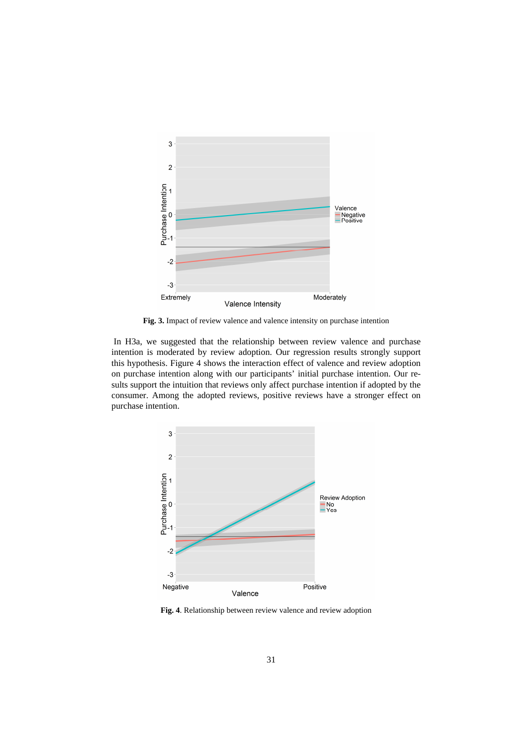**Fig. 3.** Impact of review valence and valence intensity on purchase intention

In H3a, we suggested that the relationship between review valence and purchase intention is moderated by review adoption. Our regression results strongly support this hypothesis. Figure 4 shows the interaction effect of valence and review adoption on purchase intention along with our participants' initial purchase intention. Our results support the intuition that reviews only affect purchase intention if adopted by the consumer. Among the adopted reviews, positive reviews have a stronger effect on purchase intention.

**Fig. 4**. Relationship between review valence and review adoption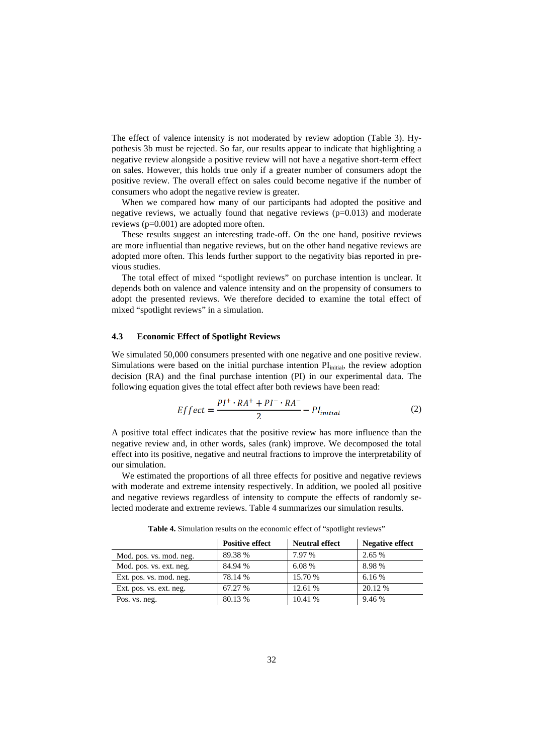The effect of valence intensity is not moderated by review adoption (Table 3). Hypothesis 3b must be rejected. So far, our results appear to indicate that highlighting a negative review alongside a positive review will not have a negative short-term effect on sales. However, this holds true only if a greater number of consumers adopt the positive review. The overall effect on sales could become negative if the number of consumers who adopt the negative review is greater.

When we compared how many of our participants had adopted the positive and negative reviews, we actually found that negative reviews ($p=0.013$) and moderate reviews ($p=0.001$) are adopted more often.

These results suggest an interesting trade-off. On the one hand, positive reviews are more influential than negative reviews, but on the other hand negative reviews are adopted more often. This lends further support to the negativity bias reported in previous studies.

The total effect of mixed "spotlight reviews" on purchase intention is unclear. It depends both on valence and valence intensity and on the propensity of consumers to adopt the presented reviews. We therefore decided to examine the total effect of mixed "spotlight reviews" in a simulation.

### 4.3 Economic Effect of Spotlight Reviews

We simulated 50,000 consumers presented with one negative and one positive review. Simulations were based on the initial purchase intention $PI_{initial}$, the review adoption decision (RA) and the final purchase intention (PI) in our experimental data. The following equation gives the total effect after both reviews have been read:

$$Effect = \frac{PI^{+} \cdot RA^{+} + PI^{-} \cdot RA^{-}}{2} - PI_{initial} \tag{2}$$

A positive total effect indicates that the positive review has more influence than the negative review and, in other words, sales (rank) improve. We decomposed the total effect into its positive, negative and neutral fractions to improve the interpretability of our simulation.

We estimated the proportions of all three effects for positive and negative reviews with moderate and extreme intensity respectively. In addition, we pooled all positive and negative reviews regardless of intensity to compute the effects of randomly selected moderate and extreme reviews. Table 4 summarizes our simulation results.

**Table 4.** Simulation results on the economic effect of "spotlight reviews"

| | Positive effect | Neutral effect | Negative effect |
|---|---|---|---|
| Mod. pos. vs. mod. neg. | 89.38 % | 7.97 % | 2.65 % |
| Mod. pos. vs. ext. neg. | 84.94 % | 6.08 % | 8.98 % |
| Ext. pos. vs. mod. neg. | 78.14 % | 15.70 % | 6.16 % |
| Ext. pos. vs. ext. neg. | 67.27 % | 12.61 % | 20.12 % |
| Pos. vs. neg. | 80.13 % | 10.41 % | 9.46 % |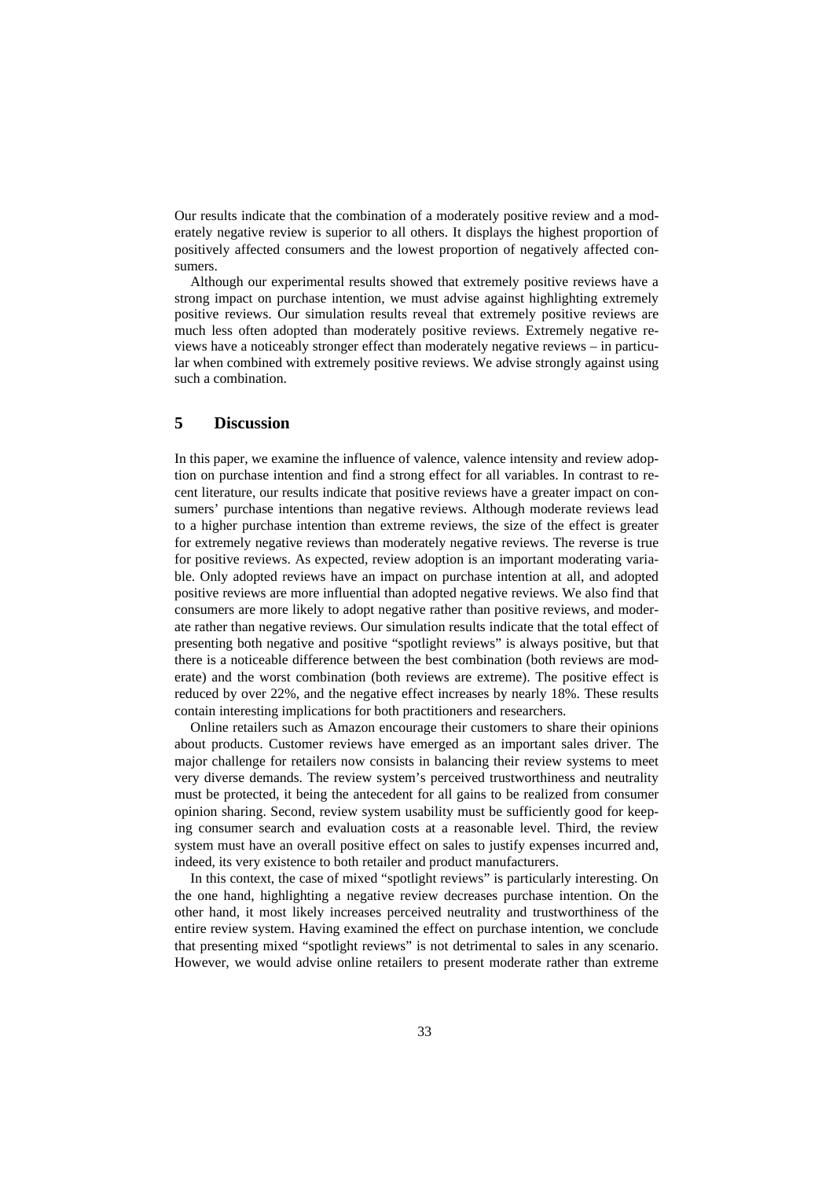Our results indicate that the combination of a moderately positive review and a moderately negative review is superior to all others. It displays the highest proportion of positively affected consumers and the lowest proportion of negatively affected consumers.

Although our experimental results showed that extremely positive reviews have a strong impact on purchase intention, we must advise against highlighting extremely positive reviews. Our simulation results reveal that extremely positive reviews are much less often adopted than moderately positive reviews. Extremely negative reviews have a noticeably stronger effect than moderately negative reviews – in particular when combined with extremely positive reviews. We advise strongly against using such a combination.

## 5 Discussion

In this paper, we examine the influence of valence, valence intensity and review adoption on purchase intention and find a strong effect for all variables. In contrast to recent literature, our results indicate that positive reviews have a greater impact on consumers' purchase intentions than negative reviews. Although moderate reviews lead to a higher purchase intention than extreme reviews, the size of the effect is greater for extremely negative reviews than moderately negative reviews. The reverse is true for positive reviews. As expected, review adoption is an important moderating variable. Only adopted reviews have an impact on purchase intention at all, and adopted positive reviews are more influential than adopted negative reviews. We also find that consumers are more likely to adopt negative rather than positive reviews, and moderate rather than negative reviews. Our simulation results indicate that the total effect of presenting both negative and positive "spotlight reviews" is always positive, but that there is a noticeable difference between the best combination (both reviews are moderate) and the worst combination (both reviews are extreme). The positive effect is reduced by over 22%, and the negative effect increases by nearly 18%. These results contain interesting implications for both practitioners and researchers.

Online retailers such as Amazon encourage their customers to share their opinions about products. Customer reviews have emerged as an important sales driver. The major challenge for retailers now consists in balancing their review systems to meet very diverse demands. The review system's perceived trustworthiness and neutrality must be protected, it being the antecedent for all gains to be realized from consumer opinion sharing. Second, review system usability must be sufficiently good for keeping consumer search and evaluation costs at a reasonable level. Third, the review system must have an overall positive effect on sales to justify expenses incurred and, indeed, its very existence to both retailer and product manufacturers.

In this context, the case of mixed "spotlight reviews" is particularly interesting. On the one hand, highlighting a negative review decreases purchase intention. On the other hand, it most likely increases perceived neutrality and trustworthiness of the entire review system. Having examined the effect on purchase intention, we conclude that presenting mixed "spotlight reviews" is not detrimental to sales in any scenario. However, we would advise online retailers to present moderate rather than extreme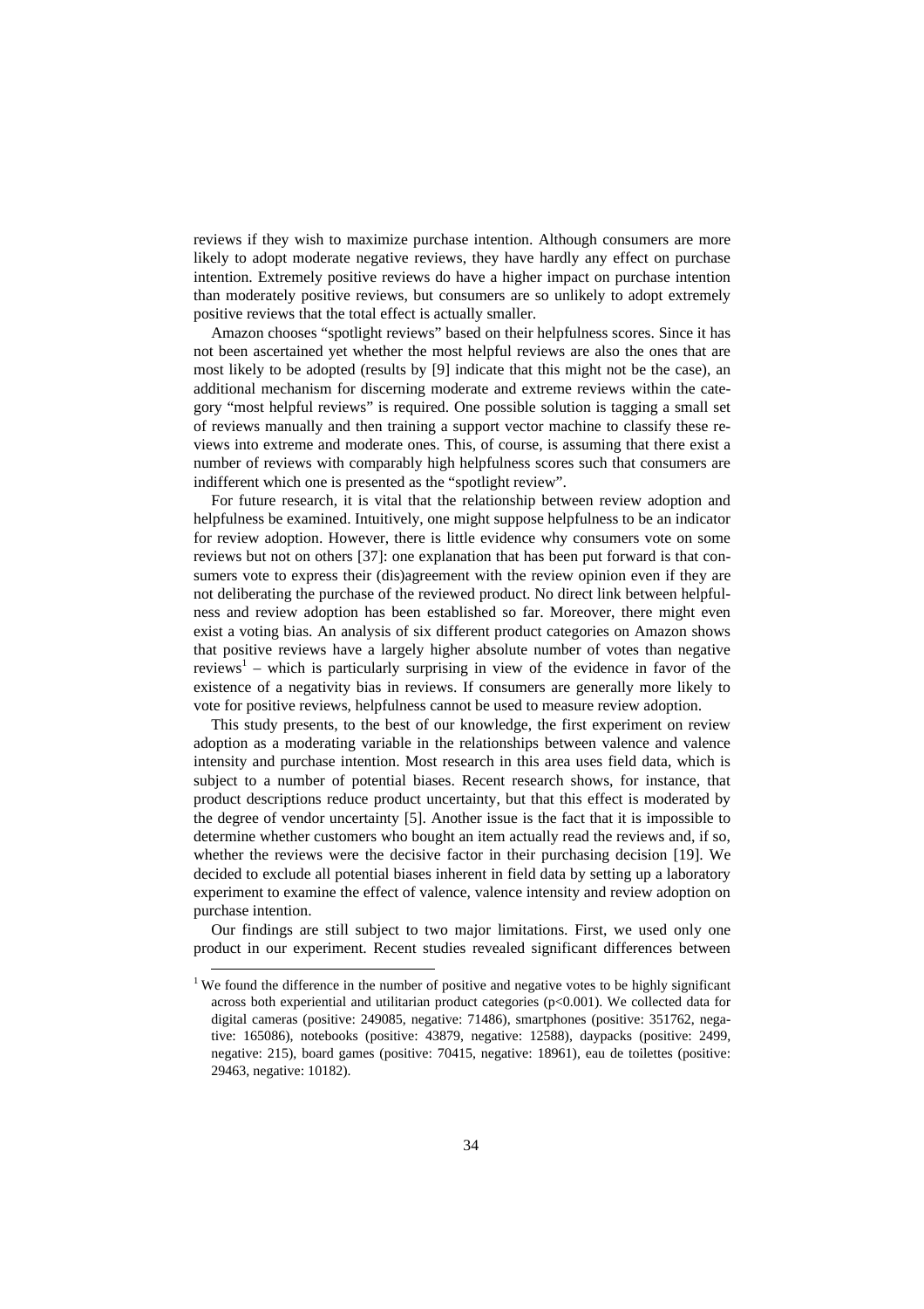reviews if they wish to maximize purchase intention. Although consumers are more likely to adopt moderate negative reviews, they have hardly any effect on purchase intention. Extremely positive reviews do have a higher impact on purchase intention than moderately positive reviews, but consumers are so unlikely to adopt extremely positive reviews that the total effect is actually smaller.

Amazon chooses "spotlight reviews" based on their helpfulness scores. Since it has not been ascertained yet whether the most helpful reviews are also the ones that are most likely to be adopted (results by [9] indicate that this might not be the case), an additional mechanism for discerning moderate and extreme reviews within the category "most helpful reviews" is required. One possible solution is tagging a small set of reviews manually and then training a support vector machine to classify these reviews into extreme and moderate ones. This, of course, is assuming that there exist a number of reviews with comparably high helpfulness scores such that consumers are indifferent which one is presented as the "spotlight review".

For future research, it is vital that the relationship between review adoption and helpfulness be examined. Intuitively, one might suppose helpfulness to be an indicator for review adoption. However, there is little evidence why consumers vote on some reviews but not on others [37]: one explanation that has been put forward is that consumers vote to express their (dis)agreement with the review opinion even if they are not deliberating the purchase of the reviewed product. No direct link between helpfulness and review adoption has been established so far. Moreover, there might even exist a voting bias. An analysis of six different product categories on Amazon shows that positive reviews have a largely higher absolute number of votes than negative reviews[1] – which is particularly surprising in view of the evidence in favor of the existence of a negativity bias in reviews. If consumers are generally more likely to vote for positive reviews, helpfulness cannot be used to measure review adoption.

This study presents, to the best of our knowledge, the first experiment on review adoption as a moderating variable in the relationships between valence and valence intensity and purchase intention. Most research in this area uses field data, which is subject to a number of potential biases. Recent research shows, for instance, that product descriptions reduce product uncertainty, but that this effect is moderated by the degree of vendor uncertainty [5]. Another issue is the fact that it is impossible to determine whether customers who bought an item actually read the reviews and, if so, whether the reviews were the decisive factor in their purchasing decision [19]. We decided to exclude all potential biases inherent in field data by setting up a laboratory experiment to examine the effect of valence, valence intensity and review adoption on purchase intention.

Our findings are still subject to two major limitations. First, we used only one product in our experiment. Recent studies revealed significant differences between

[1] We found the difference in the number of positive and negative votes to be highly significant across both experiential and utilitarian product categories ($p<0.001$). We collected data for digital cameras (positive: 249085, negative: 71486), smartphones (positive: 351762, negative: 165086), notebooks (positive: 43879, negative: 12588), daypacks (positive: 2499, negative: 215), board games (positive: 70415, negative: 18961), eau de toilettes (positive: 29463, negative: 10182).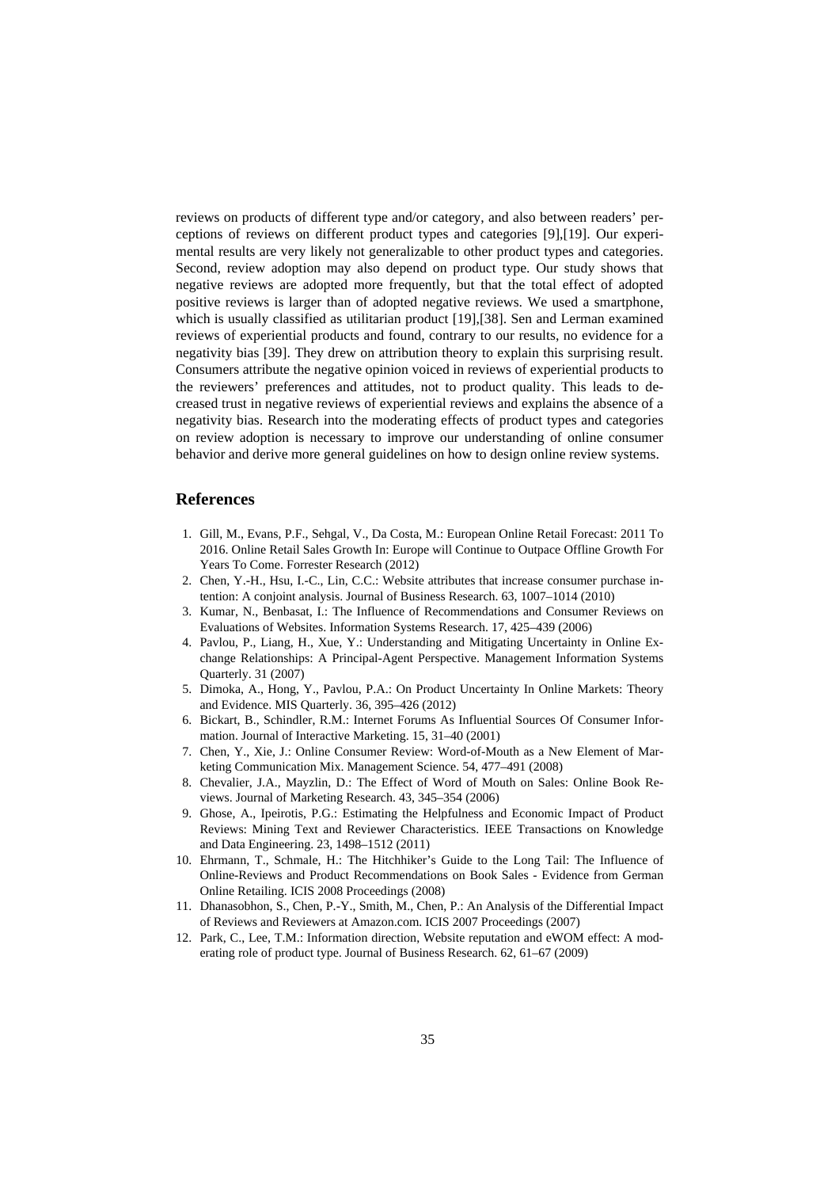reviews on products of different type and/or category, and also between readers' perceptions of reviews on different product types and categories [9],[19]. Our experimental results are very likely not generalizable to other product types and categories. Second, review adoption may also depend on product type. Our study shows that negative reviews are adopted more frequently, but that the total effect of adopted positive reviews is larger than of adopted negative reviews. We used a smartphone, which is usually classified as utilitarian product [19],[38]. Sen and Lerman examined reviews of experiential products and found, contrary to our results, no evidence for a negativity bias [39]. They drew on attribution theory to explain this surprising result. Consumers attribute the negative opinion voiced in reviews of experiential products to the reviewers' preferences and attitudes, not to product quality. This leads to decreased trust in negative reviews of experiential reviews and explains the absence of a negativity bias. Research into the moderating effects of product types and categories on review adoption is necessary to improve our understanding of online consumer behavior and derive more general guidelines on how to design online review systems.

## References

1. Gill, M., Evans, P.F., Sehgal, V., Da Costa, M.: European Online Retail Forecast: 2011 To 2016. Online Retail Sales Growth In: Europe will Continue to Outpace Offline Growth For Years To Come. Forrester Research (2012)
2. Chen, Y.-H., Hsu, I.-C., Lin, C.C.: Website attributes that increase consumer purchase intention: A conjoint analysis. Journal of Business Research. 63, 1007–1014 (2010)
3. Kumar, N., Benbasat, I.: The Influence of Recommendations and Consumer Reviews on Evaluations of Websites. Information Systems Research. 17, 425–439 (2006)
4. Pavlou, P., Liang, H., Xue, Y.: Understanding and Mitigating Uncertainty in Online Exchange Relationships: A Principal-Agent Perspective. Management Information Systems Quarterly. 31 (2007)
5. Dimoka, A., Hong, Y., Pavlou, P.A.: On Product Uncertainty In Online Markets: Theory and Evidence. MIS Quarterly. 36, 395–426 (2012)
6. Bickart, B., Schindler, R.M.: Internet Forums As Influential Sources Of Consumer Information. Journal of Interactive Marketing. 15, 31–40 (2001)
7. Chen, Y., Xie, J.: Online Consumer Review: Word-of-Mouth as a New Element of Marketing Communication Mix. Management Science. 54, 477–491 (2008)
8. Chevalier, J.A., Mayzlin, D.: The Effect of Word of Mouth on Sales: Online Book Reviews. Journal of Marketing Research. 43, 345–354 (2006)
9. Ghose, A., Ipeirotis, P.G.: Estimating the Helpfulness and Economic Impact of Product Reviews: Mining Text and Reviewer Characteristics. IEEE Transactions on Knowledge and Data Engineering. 23, 1498–1512 (2011)
10. Ehrmann, T., Schmale, H.: The Hitchhiker's Guide to the Long Tail: The Influence of Online-Reviews and Product Recommendations on Book Sales - Evidence from German Online Retailing. ICIS 2008 Proceedings (2008)
11. Dhanasobhon, S., Chen, P.-Y., Smith, M., Chen, P.: An Analysis of the Differential Impact of Reviews and Reviewers at Amazon.com. ICIS 2007 Proceedings (2007)
12. Park, C., Lee, T.M.: Information direction, Website reputation and eWOM effect: A moderating role of product type. Journal of Business Research. 62, 61–67 (2009)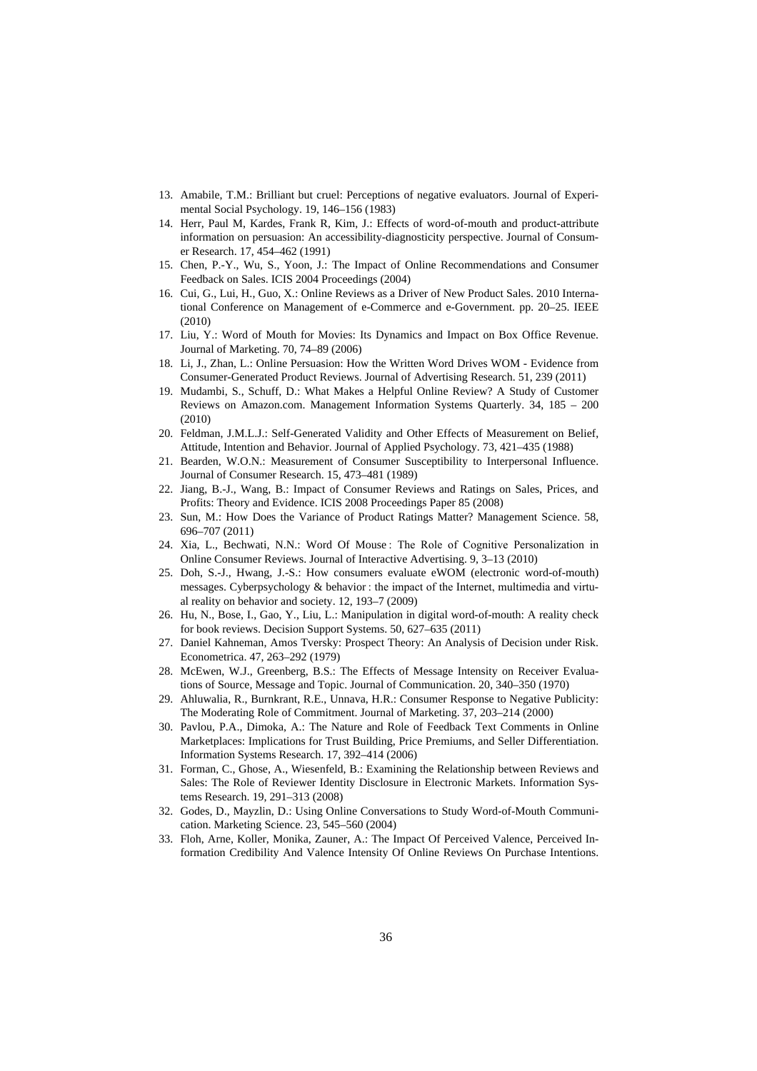13. Amabile, T.M.: Brilliant but cruel: Perceptions of negative evaluators. Journal of Experimental Social Psychology. 19, 146–156 (1983)
14. Herr, Paul M, Kardes, Frank R, Kim, J.: Effects of word-of-mouth and product-attribute information on persuasion: An accessibility-diagnosticity perspective. Journal of Consumer Research. 17, 454–462 (1991)
15. Chen, P.-Y., Wu, S., Yoon, J.: The Impact of Online Recommendations and Consumer Feedback on Sales. ICIS 2004 Proceedings (2004)
16. Cui, G., Lui, H., Guo, X.: Online Reviews as a Driver of New Product Sales. 2010 International Conference on Management of e-Commerce and e-Government. pp. 20–25. IEEE (2010)
17. Liu, Y.: Word of Mouth for Movies: Its Dynamics and Impact on Box Office Revenue. Journal of Marketing. 70, 74–89 (2006)
18. Li, J., Zhan, L.: Online Persuasion: How the Written Word Drives WOM - Evidence from Consumer-Generated Product Reviews. Journal of Advertising Research. 51, 239 (2011)
19. Mudambi, S., Schuff, D.: What Makes a Helpful Online Review? A Study of Customer Reviews on Amazon.com. Management Information Systems Quarterly. 34, 185 – 200 (2010)
20. Feldman, J.M.L.J.: Self-Generated Validity and Other Effects of Measurement on Belief, Attitude, Intention and Behavior. Journal of Applied Psychology. 73, 421–435 (1988)
21. Bearden, W.O.N.: Measurement of Consumer Susceptibility to Interpersonal Influence. Journal of Consumer Research. 15, 473–481 (1989)
22. Jiang, B.-J., Wang, B.: Impact of Consumer Reviews and Ratings on Sales, Prices, and Profits: Theory and Evidence. ICIS 2008 Proceedings Paper 85 (2008)
23. Sun, M.: How Does the Variance of Product Ratings Matter? Management Science. 58, 696–707 (2011)
24. Xia, L., Bechwati, N.N.: Word Of Mouse : The Role of Cognitive Personalization in Online Consumer Reviews. Journal of Interactive Advertising. 9, 3–13 (2010)
25. Doh, S.-J., Hwang, J.-S.: How consumers evaluate eWOM (electronic word-of-mouth) messages. Cyberpsychology & behavior : the impact of the Internet, multimedia and virtual reality on behavior and society. 12, 193–7 (2009)
26. Hu, N., Bose, I., Gao, Y., Liu, L.: Manipulation in digital word-of-mouth: A reality check for book reviews. Decision Support Systems. 50, 627–635 (2011)
27. Daniel Kahneman, Amos Tversky: Prospect Theory: An Analysis of Decision under Risk. Econometrica. 47, 263–292 (1979)
28. McEwen, W.J., Greenberg, B.S.: The Effects of Message Intensity on Receiver Evaluations of Source, Message and Topic. Journal of Communication. 20, 340–350 (1970)
29. Ahluwalia, R., Burnkrant, R.E., Unnava, H.R.: Consumer Response to Negative Publicity: The Moderating Role of Commitment. Journal of Marketing. 37, 203–214 (2000)
30. Pavlou, P.A., Dimoka, A.: The Nature and Role of Feedback Text Comments in Online Marketplaces: Implications for Trust Building, Price Premiums, and Seller Differentiation. Information Systems Research. 17, 392–414 (2006)
31. Forman, C., Ghose, A., Wiesenfeld, B.: Examining the Relationship between Reviews and Sales: The Role of Reviewer Identity Disclosure in Electronic Markets. Information Systems Research. 19, 291–313 (2008)
32. Godes, D., Mayzlin, D.: Using Online Conversations to Study Word-of-Mouth Communication. Marketing Science. 23, 545–560 (2004)
33. Floh, Arne, Koller, Monika, Zauner, A.: The Impact Of Perceived Valence, Perceived Information Credibility And Valence Intensity Of Online Reviews On Purchase Intentions.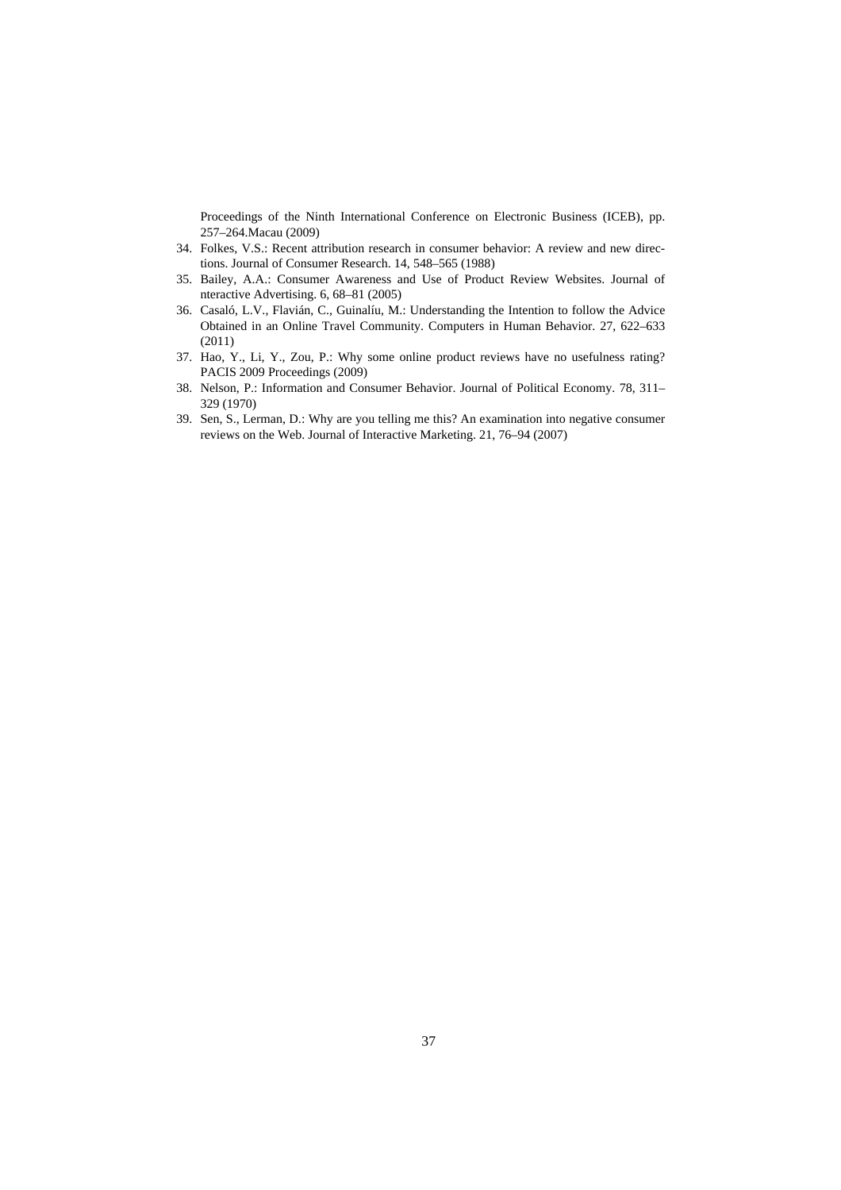Proceedings of the Ninth International Conference on Electronic Business (ICEB), pp. 257–264.Macau (2009)

34. Folkes, V.S.: Recent attribution research in consumer behavior: A review and new directions. Journal of Consumer Research. 14, 548–565 (1988)
35. Bailey, A.A.: Consumer Awareness and Use of Product Review Websites. Journal of nteractive Advertising. 6, 68–81 (2005)
36. Casaló, L.V., Flavián, C., Guinalíu, M.: Understanding the Intention to follow the Advice Obtained in an Online Travel Community. Computers in Human Behavior. 27, 622–633 (2011)
37. Hao, Y., Li, Y., Zou, P.: Why some online product reviews have no usefulness rating? PACIS 2009 Proceedings (2009)
38. Nelson, P.: Information and Consumer Behavior. Journal of Political Economy. 78, 311–329 (1970)
39. Sen, S., Lerman, D.: Why are you telling me this? An examination into negative consumer reviews on the Web. Journal of Interactive Marketing. 21, 76–94 (2007)